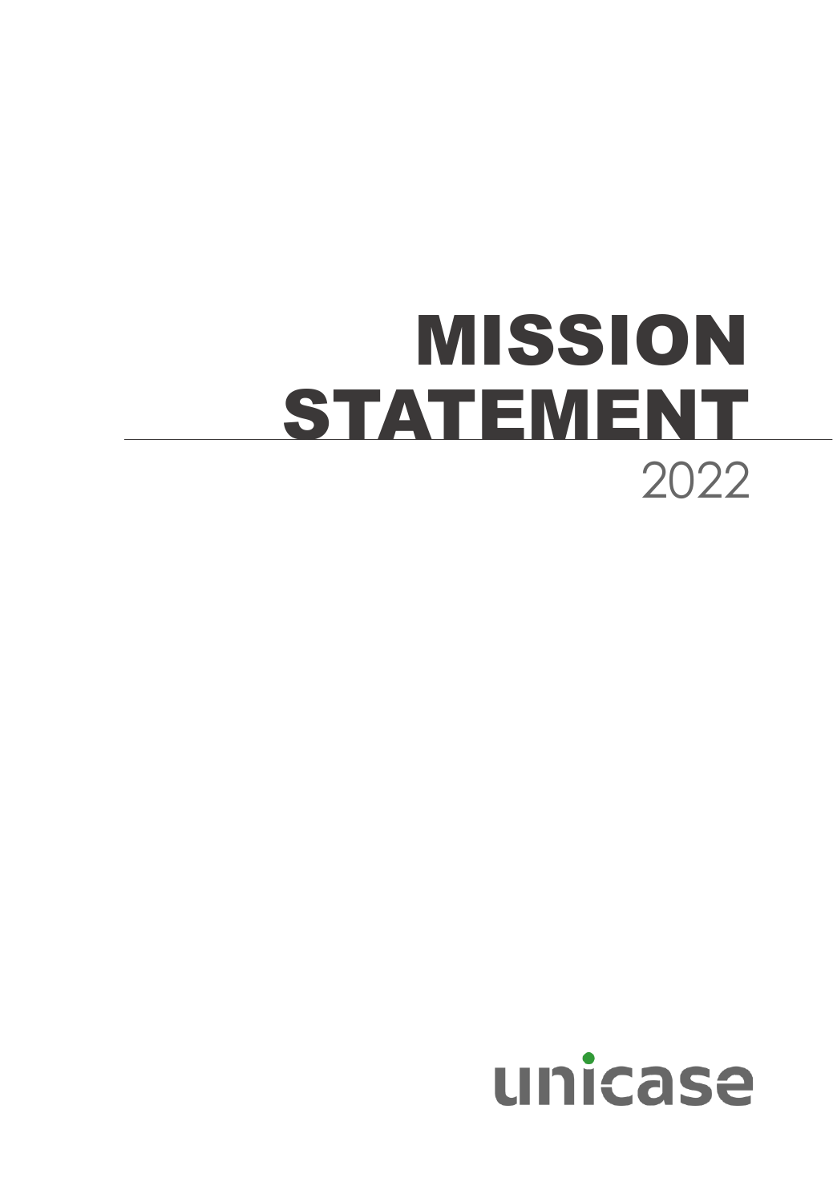# MISSION STATEMENT

2022

unicase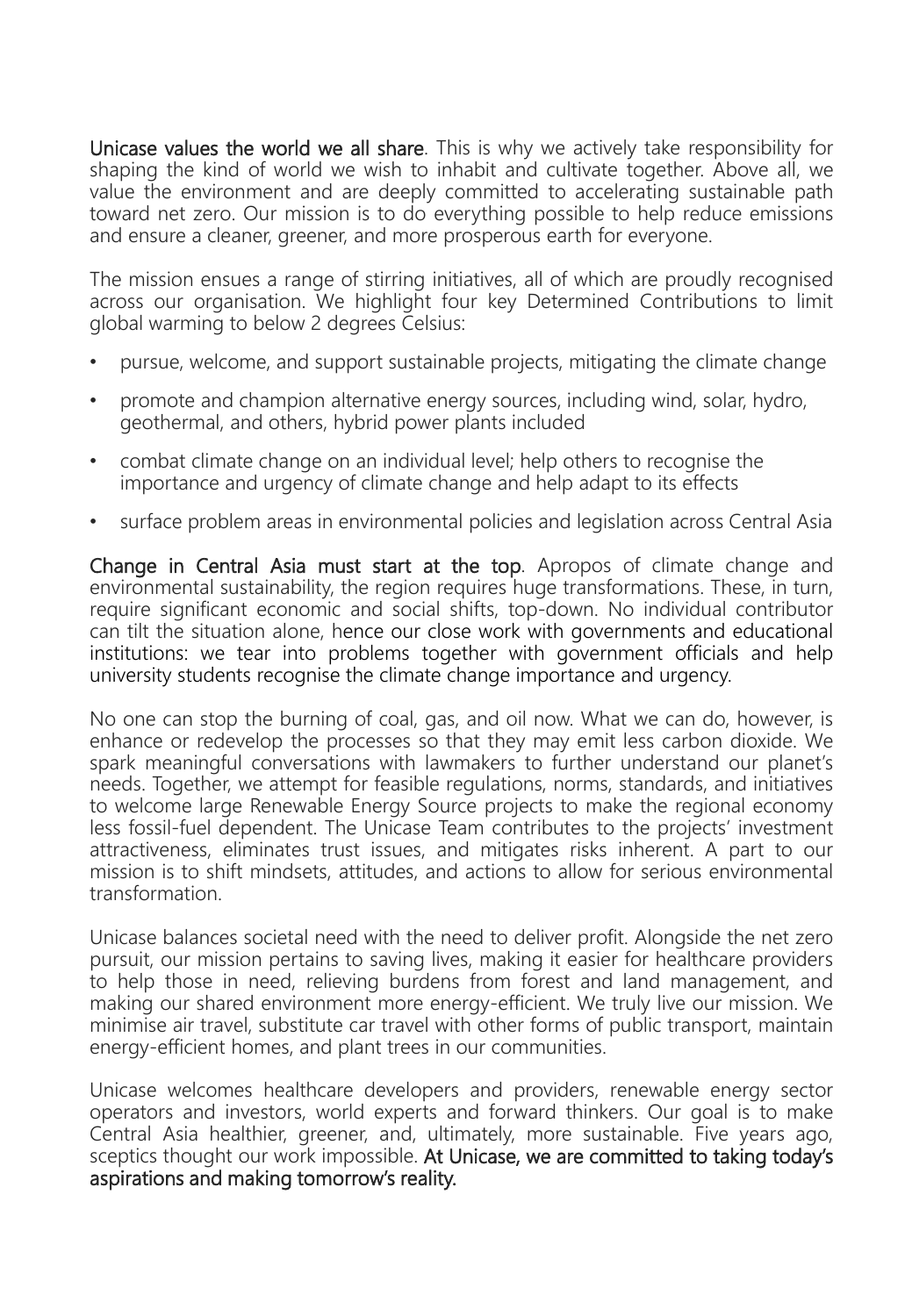**Unicase values the world we all share**. This is why we actively take responsibility for shaping the kind of world we wish to inhabit and cultivate together. Above all, we value the environment and are deeply committed to accelerating sustainable path toward net zero. Our mission is to do everything possible to help reduce emissions and ensure a cleaner, greener, and more prosperous earth for everyone.

The mission ensues a range of stirring initiatives, all of which are proudly recognised across our organisation. We highlight four key Determined Contributions to limit global warming to below 2 degrees Celsius:

- pursue, welcome, and support sustainable projects, mitigating the climate change
- promote and champion alternative energy sources, including wind, solar, hydro, geothermal, and others, hybrid power plants included
- combat climate change on an individual level; help others to recognise the importance and urgency of climate change and help adapt to its effects
- surface problem areas in environmental policies and legislation across Central Asia

**Change in Central Asia must start at the top**. Apropos of climate change and environmental sustainability, the region requires huge transformations. These, in turn, require significant economic and social shifts, top-down. No individual contributor can tilt the situation alone, hence our close work with governments and educational institutions: we tear into problems together with government officials and help university students recognise the climate change importance and urgency.

No one can stop the burning of coal, gas, and oil now. What we can do, however, is enhance or redevelop the processes so that they may emit less carbon dioxide. We spark meaningful conversations with lawmakers to further understand our planet's needs. Together, we attempt for feasible regulations, norms, standards, and initiatives to welcome large Renewable Energy Source projects to make the regional economy less fossil-fuel dependent. The Unicase Team contributes to the projects' investment attractiveness, eliminates trust issues, and mitigates risks inherent. A part to our mission is to shift mindsets, attitudes, and actions to allow for serious environmental transformation.

Unicase balances societal need with the need to deliver profit. Alongside the net zero pursuit, our mission pertains to saving lives, making it easier for healthcare providers to help those in need, relieving burdens from forest and land management, and making our shared environment more energy-efficient. We truly live our mission. We minimise air travel, substitute car travel with other forms of public transport, maintain energy-efficient homes, and plant trees in our communities.

Unicase welcomes healthcare developers and providers, renewable energy sector operators and investors, world experts and forward thinkers. Our goal is to make Central Asia healthier, greener, and, ultimately, more sustainable. Five years ago, sceptics thought our work impossible. **At Unicase, we are committed to taking today's aspirations and making tomorrow's reality.**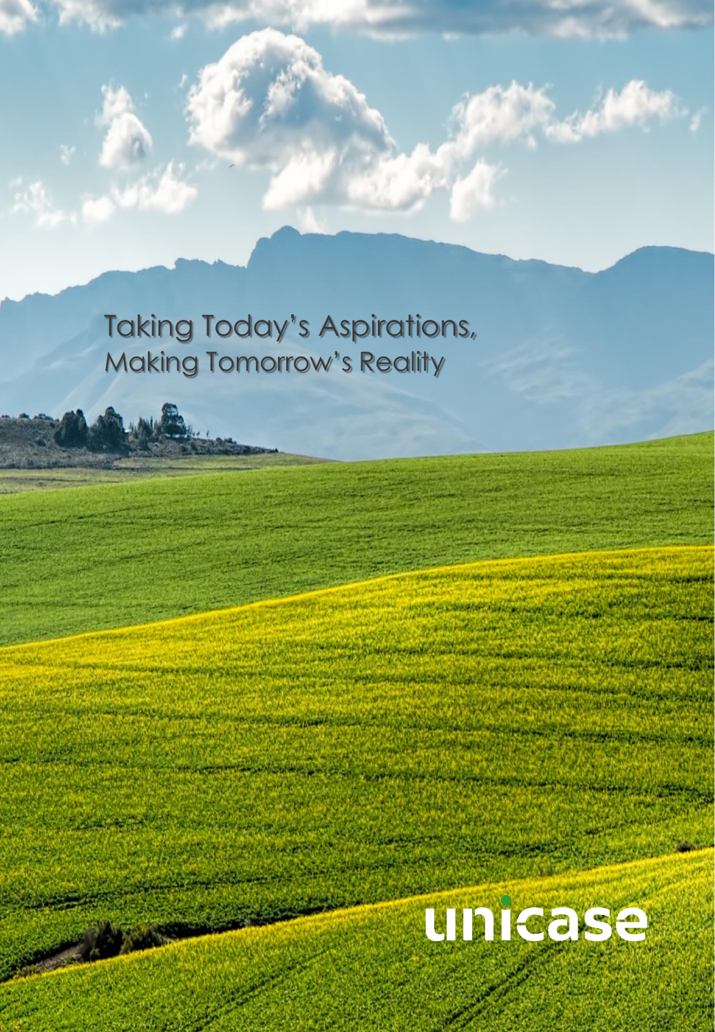Taking Today's Aspirations,
Making Tomorrow's Reality

unicase